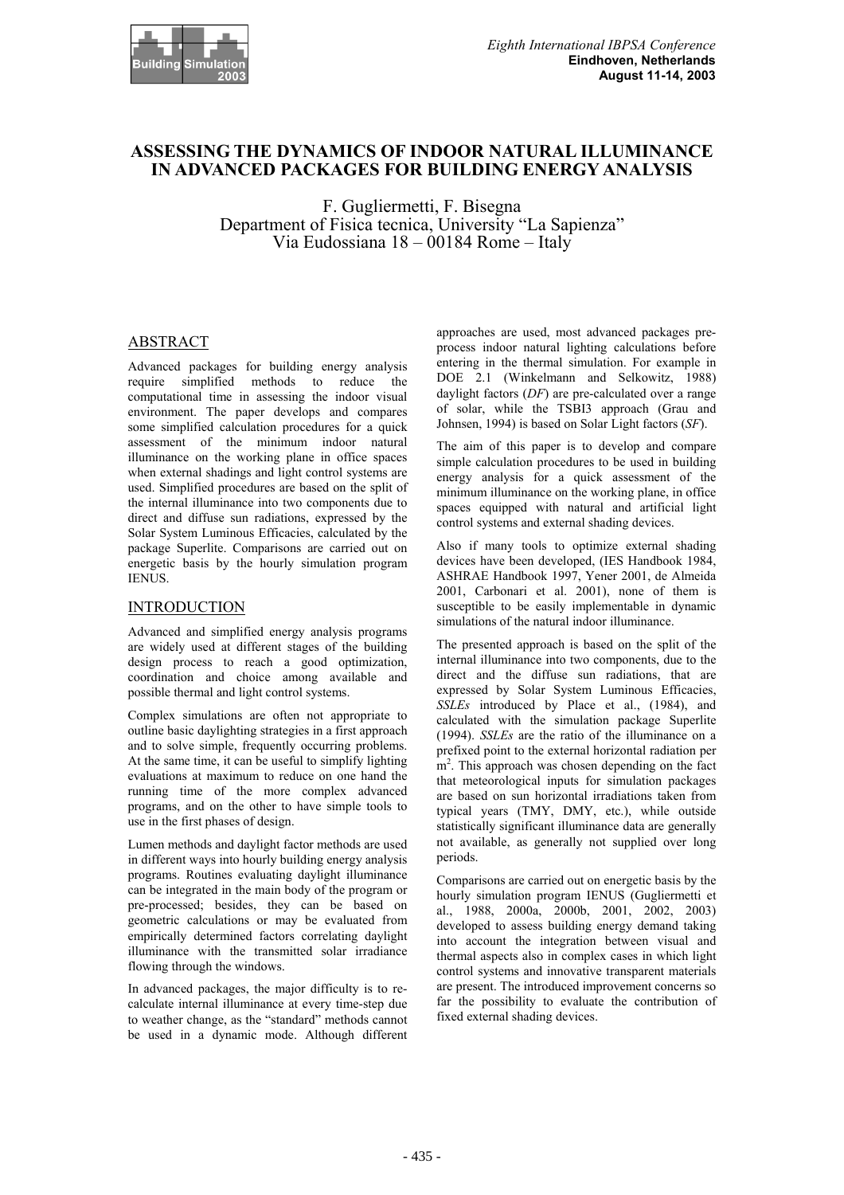# ASSESSING THE DYNAMICS OF INDOOR NATURAL ILLUMINANCE IN ADVANCED PACKAGES FOR BUILDING ENERGY ANALYSIS

F. Gugliermetti, F. Bisegna
Department of Fisica tecnica, University "La Sapienza"
Via Eudossiana 18 – 00184 Rome – Italy

## ABSTRACT

Advanced packages for building energy analysis require simplified methods to reduce the computational time in assessing the indoor visual environment. The paper develops and compares some simplified calculation procedures for a quick assessment of the minimum indoor natural illuminance on the working plane in office spaces when external shadings and light control systems are used. Simplified procedures are based on the split of the internal illuminance into two components due to direct and diffuse sun radiations, expressed by the Solar System Luminous Efficacies, calculated by the package Superlite. Comparisons are carried out on energetic basis by the hourly simulation program IENUS.

## INTRODUCTION

Advanced and simplified energy analysis programs are widely used at different stages of the building design process to reach a good optimization, coordination and choice among available and possible thermal and light control systems.

Complex simulations are often not appropriate to outline basic daylighting strategies in a first approach and to solve simple, frequently occurring problems. At the same time, it can be useful to simplify lighting evaluations at maximum to reduce on one hand the running time of the more complex advanced programs, and on the other to have simple tools to use in the first phases of design.

Lumen methods and daylight factor methods are used in different ways into hourly building energy analysis programs. Routines evaluating daylight illuminance can be integrated in the main body of the program or pre-processed; besides, they can be based on geometric calculations or may be evaluated from empirically determined factors correlating daylight illuminance with the transmitted solar irradiance flowing through the windows.

In advanced packages, the major difficulty is to re-calculate internal illuminance at every time-step due to weather change, as the "standard" methods cannot be used in a dynamic mode. Although different approaches are used, most advanced packages pre-process indoor natural lighting calculations before entering in the thermal simulation. For example in DOE 2.1 (Winkelmann and Selkowitz, 1988) daylight factors (*DF*) are pre-calculated over a range of solar, while the TSBI3 approach (Grau and Johnsen, 1994) is based on Solar Light factors (*SF*).

The aim of this paper is to develop and compare simple calculation procedures to be used in building energy analysis for a quick assessment of the minimum illuminance on the working plane, in office spaces equipped with natural and artificial light control systems and external shading devices.

Also if many tools to optimize external shading devices have been developed, (IES Handbook 1984, ASHRAE Handbook 1997, Yener 2001, de Almeida 2001, Carbonari et al. 2001), none of them is susceptible to be easily implementable in dynamic simulations of the natural indoor illuminance.

The presented approach is based on the split of the internal illuminance into two components, due to the direct and the diffuse sun radiations, that are expressed by Solar System Luminous Efficacies, *SSLEs* introduced by Place et al., (1984), and calculated with the simulation package Superlite (1994). *SSLEs* are the ratio of the illuminance on a prefixed point to the external horizontal radiation per $m^2$. This approach was chosen depending on the fact that meteorological inputs for simulation packages are based on sun horizontal irradiations taken from typical years (TMY, DMY, etc.), while outside statistically significant illuminance data are generally not available, as generally not supplied over long periods.

Comparisons are carried out on energetic basis by the hourly simulation program IENUS (Gugliermetti et al., 1988, 2000a, 2000b, 2001, 2002, 2003) developed to assess building energy demand taking into account the integration between visual and thermal aspects also in complex cases in which light control systems and innovative transparent materials are present. The introduced improvement concerns so far the possibility to evaluate the contribution of fixed external shading devices.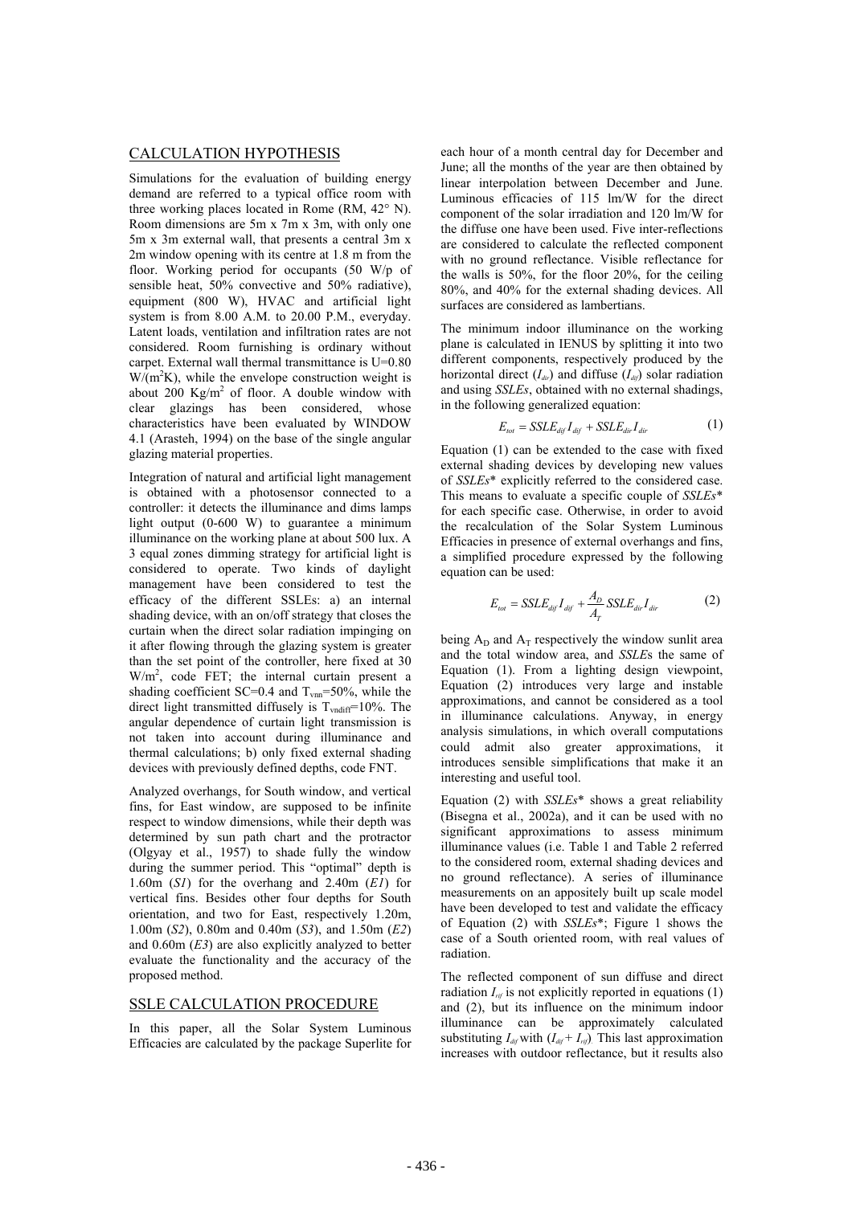## CALCULATION HYPOTHESIS

Simulations for the evaluation of building energy demand are referred to a typical office room with three working places located in Rome (RM, 42° N). Room dimensions are 5m x 7m x 3m, with only one 5m x 3m external wall, that presents a central 3m x 2m window opening with its centre at 1.8 m from the floor. Working period for occupants (50 W/p of sensible heat, 50% convective and 50% radiative), equipment (800 W), HVAC and artificial light system is from 8.00 A.M. to 20.00 P.M., everyday. Latent loads, ventilation and infiltration rates are not considered. Room furnishing is ordinary without carpet. External wall thermal transmittance is U=0.80 $W/(m^2K)$, while the envelope construction weight is about 200 $Kg/m^2$ of floor. A double window with clear glazings has been considered, whose characteristics have been evaluated by WINDOW 4.1 (Arasteh, 1994) on the base of the single angular glazing material properties.

Integration of natural and artificial light management is obtained with a photosensor connected to a controller: it detects the illuminance and dims lamps light output (0-600 W) to guarantee a minimum illuminance on the working plane at about 500 lux. A 3 equal zones dimming strategy for artificial light is considered to operate. Two kinds of daylight management have been considered to test the efficacy of the different SSLEs: a) an internal shading device, with an on/off strategy that closes the curtain when the direct solar radiation impinging on it after flowing through the glazing system is greater than the set point of the controller, here fixed at 30 $W/m^2$, code FET; the internal curtain present a shading coefficient SC=0.4 and $T_{vnn}$=50%, while the direct light transmitted diffusely is $T_{vndiff}$=10%. The angular dependence of curtain light transmission is not taken into account during illuminance and thermal calculations; b) only fixed external shading devices with previously defined depths, code FNT.

Analyzed overhangs, for South window, and vertical fins, for East window, are supposed to be infinite respect to window dimensions, while their depth was determined by sun path chart and the protractor (Olgyay et al., 1957) to shade fully the window during the summer period. This "optimal" depth is 1.60m (*S1*) for the overhang and 2.40m (*E1*) for vertical fins. Besides other four depths for South orientation, and two for East, respectively 1.20m, 1.00m (*S2*), 0.80m and 0.40m (*S3*), and 1.50m (*E2*) and 0.60m (*E3*) are also explicitly analyzed to better evaluate the functionality and the accuracy of the proposed method.

## SSLE CALCULATION PROCEDURE

In this paper, all the Solar System Luminous Efficacies are calculated by the package Superlite for each hour of a month central day for December and June; all the months of the year are then obtained by linear interpolation between December and June. Luminous efficacies of 115 lm/W for the direct component of the solar irradiation and 120 lm/W for the diffuse one have been used. Five inter-reflections are considered to calculate the reflected component with no ground reflectance. Visible reflectance for the walls is 50%, for the floor 20%, for the ceiling 80%, and 40% for the external shading devices. All surfaces are considered as lambertians.

The minimum indoor illuminance on the working plane is calculated in IENUS by splitting it into two different components, respectively produced by the horizontal direct ($I_{dir}$) and diffuse ($I_{dif}$) solar radiation and using *SSLEs*, obtained with no external shadings, in the following generalized equation:

$$E_{tot} = SSLE_{dif} I_{dif} + SSLE_{dir} I_{dir} \tag{1}$$

Equation (1) can be extended to the case with fixed external shading devices by developing new values of *SSLEs\** explicitly referred to the considered case. This means to evaluate a specific couple of *SSLEs\** for each specific case. Otherwise, in order to avoid the recalculation of the Solar System Luminous Efficacies in presence of external overhangs and fins, a simplified procedure expressed by the following equation can be used:

$$E_{tot} = SSLE_{dif} I_{dif} + \frac{A_D}{A_T} SSLE_{dir} I_{dir} \tag{2}$$

being $A_D$ and $A_T$ respectively the window sunlit area and the total window area, and *SSLE*s the same of Equation (1). From a lighting design viewpoint, Equation (2) introduces very large and instable approximations, and cannot be considered as a tool in illuminance calculations. Anyway, in energy analysis simulations, in which overall computations could admit also greater approximations, it introduces sensible simplifications that make it an interesting and useful tool.

Equation (2) with *SSLEs\** shows a great reliability (Bisegna et al., 2002a), and it can be used with no significant approximations to assess minimum illuminance values (i.e. Table 1 and Table 2 referred to the considered room, external shading devices and no ground reflectance). A series of illuminance measurements on an appositely built up scale model have been developed to test and validate the efficacy of Equation (2) with *SSLEs\**; Figure 1 shows the case of a South oriented room, with real values of radiation.

The reflected component of sun diffuse and direct radiation $I_{rif}$ is not explicitly reported in equations (1) and (2), but its influence on the minimum indoor illuminance can be approximately calculated substituting $I_{dif}$ with ($I_{dif} + I_{rif}$). This last approximation increases with outdoor reflectance, but it results also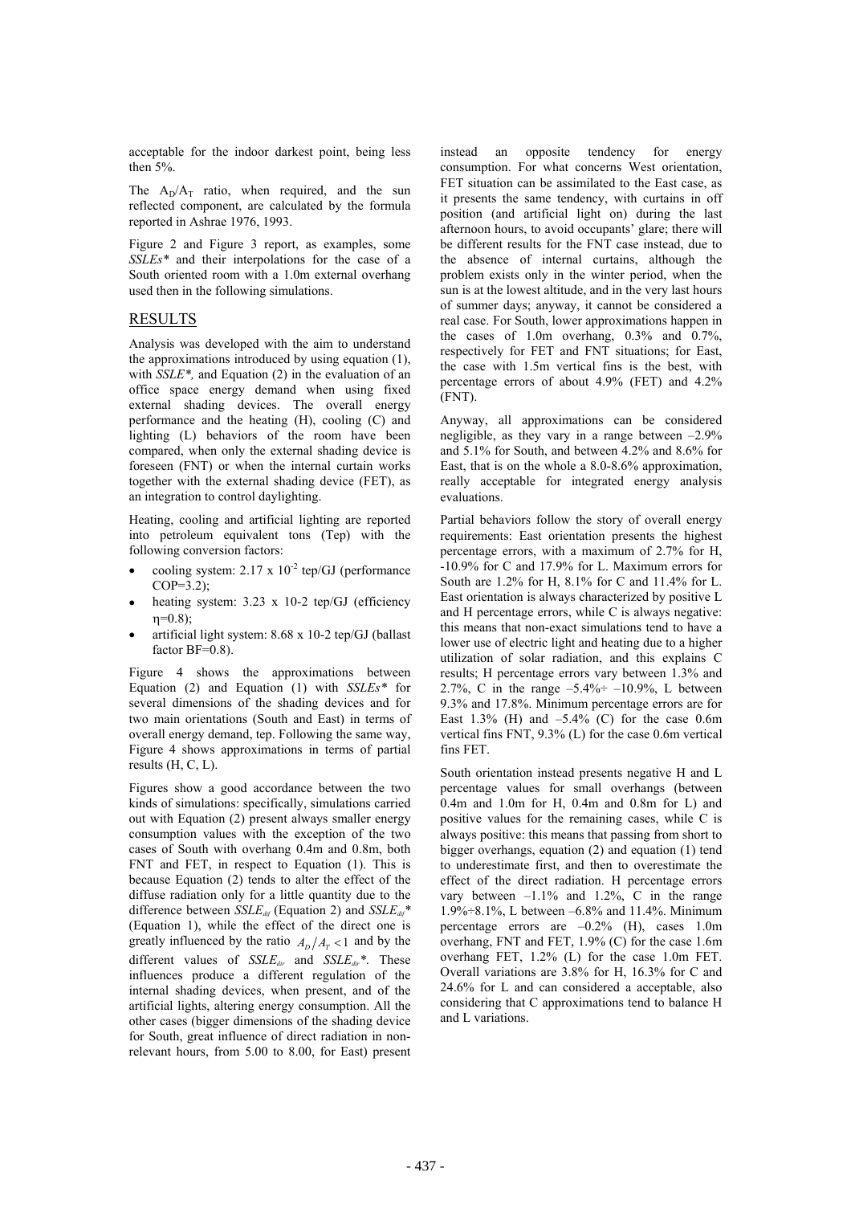acceptable for the indoor darkest point, being less then 5%.

The $A_D/A_T$ ratio, when required, and the sun reflected component, are calculated by the formula reported in Ashrae 1976, 1993.

Figure 2 and Figure 3 report, as examples, some *SSLEs\** and their interpolations for the case of a South oriented room with a 1.0m external overhang used then in the following simulations.

## RESULTS

Analysis was developed with the aim to understand the approximations introduced by using equation (1), with *SSLE\*,* and Equation (2) in the evaluation of an office space energy demand when using fixed external shading devices. The overall energy performance and the heating (H), cooling (C) and lighting (L) behaviors of the room have been compared, when only the external shading device is foreseen (FNT) or when the internal curtain works together with the external shading device (FET), as an integration to control daylighting.

Heating, cooling and artificial lighting are reported into petroleum equivalent tons (Tep) with the following conversion factors:

- cooling system: $2.17 \times 10^{-2}$ tep/GJ (performance COP=3.2);
- heating system: 3.23 x 10-2 tep/GJ (efficiency $\eta$=0.8);
- artificial light system: 8.68 x 10-2 tep/GJ (ballast factor BF=0.8).

Figure 4 shows the approximations between Equation (2) and Equation (1) with *SSLEs\** for several dimensions of the shading devices and for two main orientations (South and East) in terms of overall energy demand, tep. Following the same way, Figure 4 shows approximations in terms of partial results (H, C, L).

Figures show a good accordance between the two kinds of simulations: specifically, simulations carried out with Equation (2) present always smaller energy consumption values with the exception of the two cases of South with overhang 0.4m and 0.8m, both FNT and FET, in respect to Equation (1). This is because Equation (2) tends to alter the effect of the diffuse radiation only for a little quantity due to the difference between $SSLE_{dif}$ (Equation 2) and $SSLE_{dif}$\* (Equation 1), while the effect of the direct one is greatly influenced by the ratio $A_D/A_T < 1$ and by the different values of $SSLE_{dir}$ and $SSLE_{dir}$\*. These influences produce a different regulation of the internal shading devices, when present, and of the artificial lights, altering energy consumption. All the other cases (bigger dimensions of the shading device for South, great influence of direct radiation in non-relevant hours, from 5.00 to 8.00, for East) present instead an opposite tendency for energy consumption. For what concerns West orientation, FET situation can be assimilated to the East case, as it presents the same tendency, with curtains in off position (and artificial light on) during the last afternoon hours, to avoid occupants' glare; there will be different results for the FNT case instead, due to the absence of internal curtains, although the problem exists only in the winter period, when the sun is at the lowest altitude, and in the very last hours of summer days; anyway, it cannot be considered a real case. For South, lower approximations happen in the cases of 1.0m overhang, 0.3% and 0.7%, respectively for FET and FNT situations; for East, the case with 1.5m vertical fins is the best, with percentage errors of about 4.9% (FET) and 4.2% (FNT).

Anyway, all approximations can be considered negligible, as they vary in a range between –2.9% and 5.1% for South, and between 4.2% and 8.6% for East, that is on the whole a 8.0-8.6% approximation, really acceptable for integrated energy analysis evaluations.

Partial behaviors follow the story of overall energy requirements: East orientation presents the highest percentage errors, with a maximum of 2.7% for H, -10.9% for C and 17.9% for L. Maximum errors for South are 1.2% for H, 8.1% for C and 11.4% for L. East orientation is always characterized by positive L and H percentage errors, while C is always negative: this means that non-exact simulations tend to have a lower use of electric light and heating due to a higher utilization of solar radiation, and this explains C results; H percentage errors vary between 1.3% and 2.7%, C in the range –5.4%÷ –10.9%, L between 9.3% and 17.8%. Minimum percentage errors are for East 1.3% (H) and –5.4% (C) for the case 0.6m vertical fins FNT, 9.3% (L) for the case 0.6m vertical fins FET.

South orientation instead presents negative H and L percentage values for small overhangs (between 0.4m and 1.0m for H, 0.4m and 0.8m for L) and positive values for the remaining cases, while C is always positive: this means that passing from short to bigger overhangs, equation (2) and equation (1) tend to underestimate first, and then to overestimate the effect of the direct radiation. H percentage errors vary between –1.1% and 1.2%, C in the range 1.9%÷8.1%, L between –6.8% and 11.4%. Minimum percentage errors are –0.2% (H), cases 1.0m overhang, FNT and FET, 1.9% (C) for the case 1.6m overhang FET, 1.2% (L) for the case 1.0m FET. Overall variations are 3.8% for H, 16.3% for C and 24.6% for L and can considered a acceptable, also considering that C approximations tend to balance H and L variations.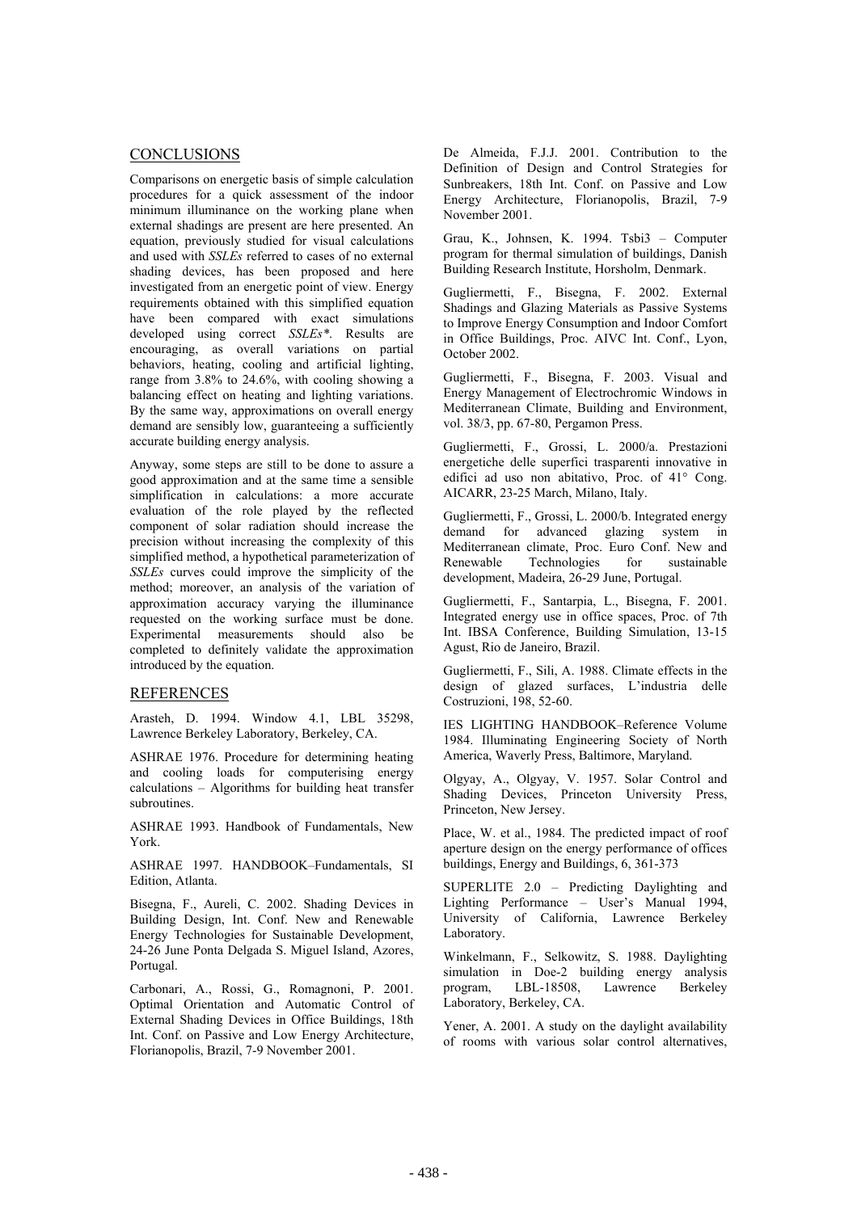## CONCLUSIONS

Comparisons on energetic basis of simple calculation procedures for a quick assessment of the indoor minimum illuminance on the working plane when external shadings are present are here presented. An equation, previously studied for visual calculations and used with *SSLEs* referred to cases of no external shading devices, has been proposed and here investigated from an energetic point of view. Energy requirements obtained with this simplified equation have been compared with exact simulations developed using correct *SSLEs\**. Results are encouraging, as overall variations on partial behaviors, heating, cooling and artificial lighting, range from 3.8% to 24.6%, with cooling showing a balancing effect on heating and lighting variations. By the same way, approximations on overall energy demand are sensibly low, guaranteeing a sufficiently accurate building energy analysis.

Anyway, some steps are still to be done to assure a good approximation and at the same time a sensible simplification in calculations: a more accurate evaluation of the role played by the reflected component of solar radiation should increase the precision without increasing the complexity of this simplified method, a hypothetical parameterization of *SSLEs* curves could improve the simplicity of the method; moreover, an analysis of the variation of approximation accuracy varying the illuminance requested on the working surface must be done. Experimental measurements should also be completed to definitely validate the approximation introduced by the equation.

## REFERENCES

Arasteh, D. 1994. Window 4.1, LBL 35298, Lawrence Berkeley Laboratory, Berkeley, CA.

ASHRAE 1976. Procedure for determining heating and cooling loads for computerising energy calculations – Algorithms for building heat transfer subroutines.

ASHRAE 1993. Handbook of Fundamentals, New York.

ASHRAE 1997. HANDBOOK–Fundamentals, SI Edition, Atlanta.

Bisegna, F., Aureli, C. 2002. Shading Devices in Building Design, Int. Conf. New and Renewable Energy Technologies for Sustainable Development, 24-26 June Ponta Delgada S. Miguel Island, Azores, Portugal.

Carbonari, A., Rossi, G., Romagnoni, P. 2001. Optimal Orientation and Automatic Control of External Shading Devices in Office Buildings, 18th Int. Conf. on Passive and Low Energy Architecture, Florianopolis, Brazil, 7-9 November 2001.

De Almeida, F.J.J. 2001. Contribution to the Definition of Design and Control Strategies for Sunbreakers, 18th Int. Conf. on Passive and Low Energy Architecture, Florianopolis, Brazil, 7-9 November 2001.

Grau, K., Johnsen, K. 1994. Tsbi3 – Computer program for thermal simulation of buildings, Danish Building Research Institute, Horsholm, Denmark.

Gugliermetti, F., Bisegna, F. 2002. External Shadings and Glazing Materials as Passive Systems to Improve Energy Consumption and Indoor Comfort in Office Buildings, Proc. AIVC Int. Conf., Lyon, October 2002.

Gugliermetti, F., Bisegna, F. 2003. Visual and Energy Management of Electrochromic Windows in Mediterranean Climate, Building and Environment, vol. 38/3, pp. 67-80, Pergamon Press.

Gugliermetti, F., Grossi, L. 2000/a. Prestazioni energetiche delle superfici trasparenti innovative in edifici ad uso non abitativo, Proc. of 41° Cong. AICARR, 23-25 March, Milano, Italy.

Gugliermetti, F., Grossi, L. 2000/b. Integrated energy demand for advanced glazing system in Mediterranean climate, Proc. Euro Conf. New and Renewable Technologies for sustainable development, Madeira, 26-29 June, Portugal.

Gugliermetti, F., Santarpia, L., Bisegna, F. 2001. Integrated energy use in office spaces, Proc. of 7th Int. IBSA Conference, Building Simulation, 13-15 Agust, Rio de Janeiro, Brazil.

Gugliermetti, F., Sili, A. 1988. Climate effects in the design of glazed surfaces, L'industria delle Costruzioni, 198, 52-60.

IES LIGHTING HANDBOOK–Reference Volume 1984. Illuminating Engineering Society of North America, Waverly Press, Baltimore, Maryland.

Olgyay, A., Olgyay, V. 1957. Solar Control and Shading Devices, Princeton University Press, Princeton, New Jersey.

Place, W. et al., 1984. The predicted impact of roof aperture design on the energy performance of offices buildings, Energy and Buildings, 6, 361-373

SUPERLITE 2.0 – Predicting Daylighting and Lighting Performance – User's Manual 1994, University of California, Lawrence Berkeley Laboratory.

Winkelmann, F., Selkowitz, S. 1988. Daylighting simulation in Doe-2 building energy analysis program, LBL-18508, Lawrence Berkeley Laboratory, Berkeley, CA.

Yener, A. 2001. A study on the daylight availability of rooms with various solar control alternatives,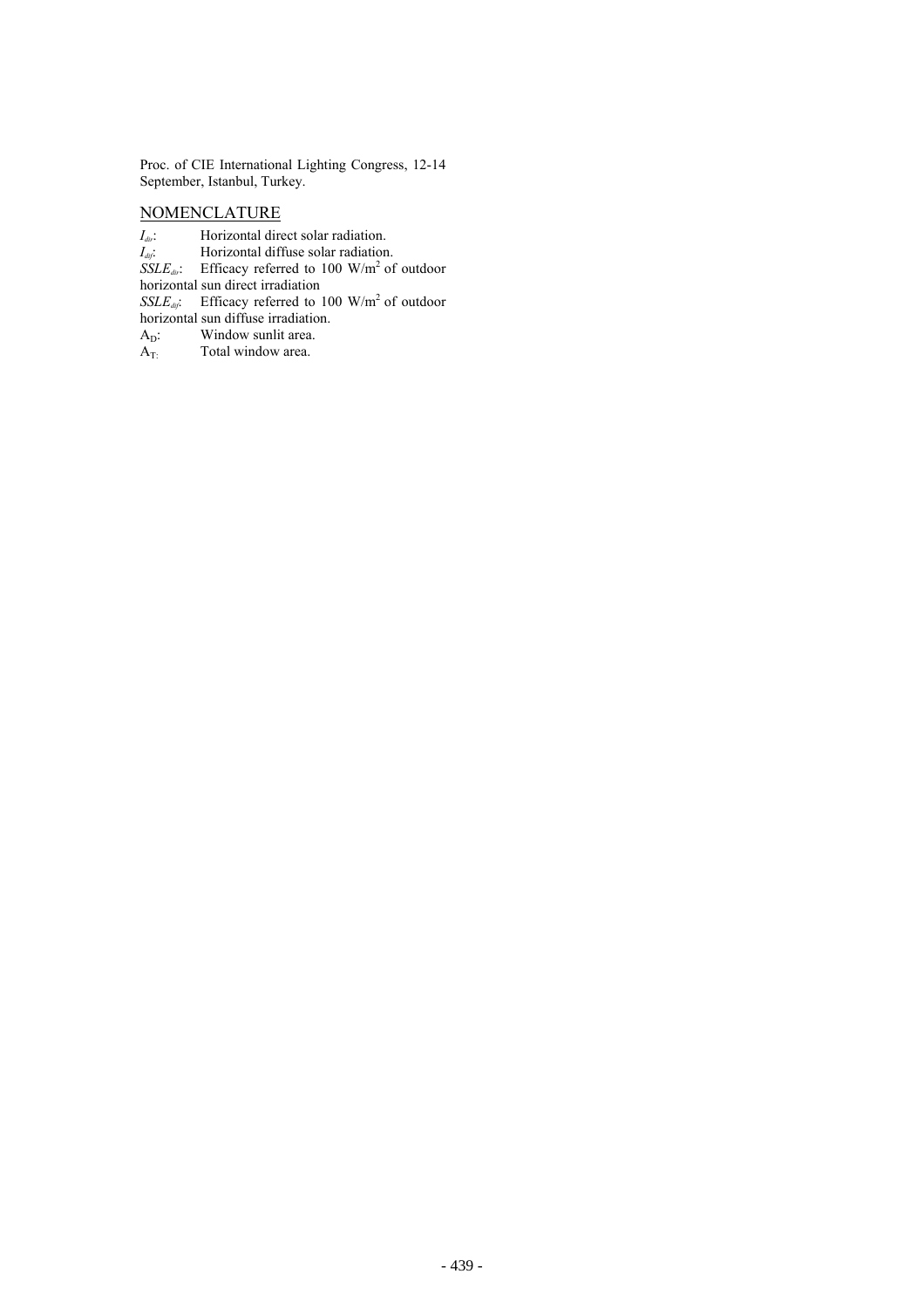Proc. of CIE International Lighting Congress, 12-14 September, Istanbul, Turkey.

## NOMENCLATURE

$I_{dir}$: Horizontal direct solar radiation.

$I_{dif}$: Horizontal diffuse solar radiation.

$SSLE_{dir}$: Efficacy referred to 100 $W/m^2$ of outdoor horizontal sun direct irradiation

$SSLE_{dif}$: Efficacy referred to 100 $W/m^2$ of outdoor horizontal sun diffuse irradiation.

$A_D$: Window sunlit area.

$A_T$: Total window area.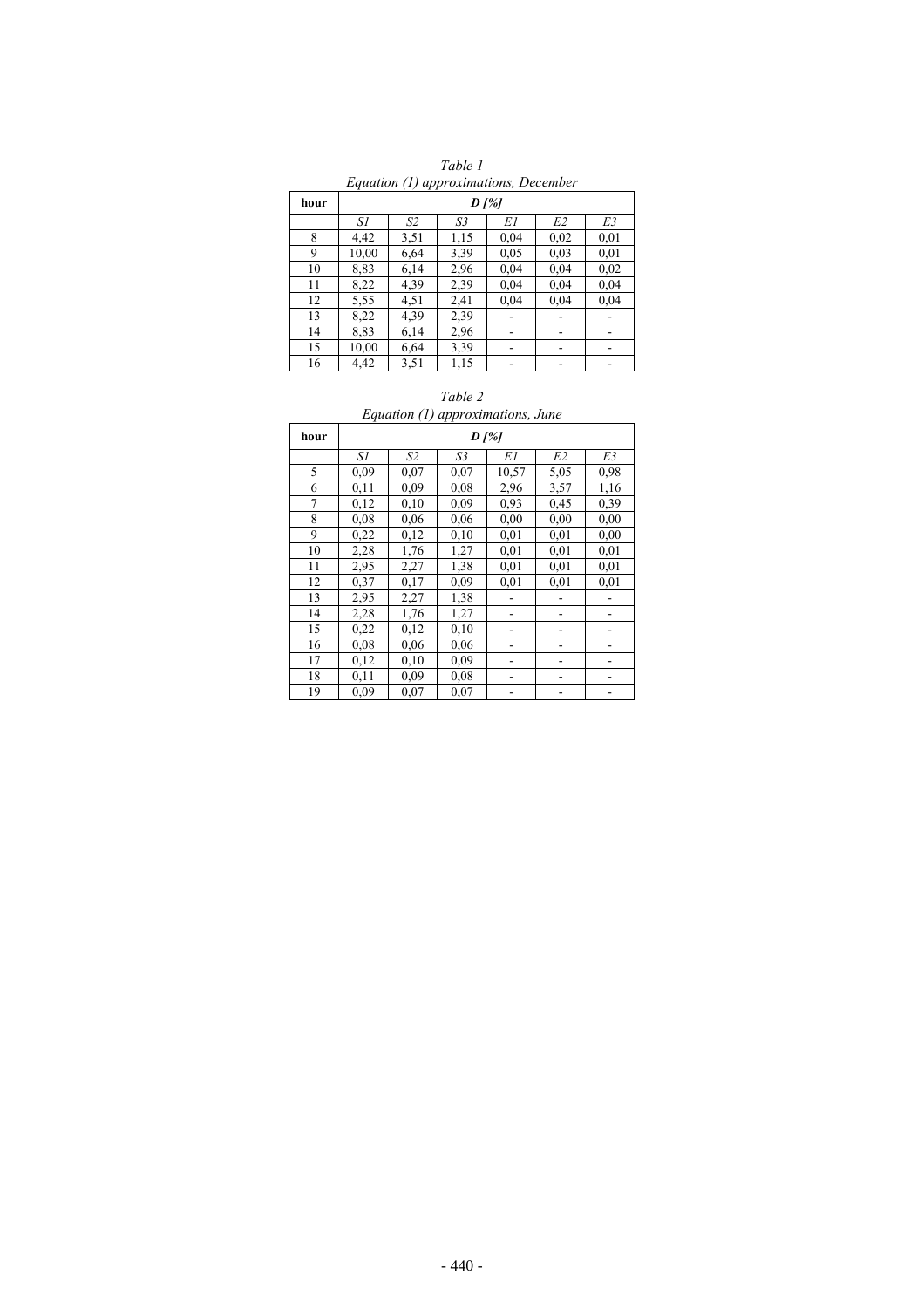*Table 1*

*Equation (1) approximations, December*

| hour | *D [%]* | | | | | |
|---|---|---|---|---|---|---|
| | *S1* | *S2* | *S3* | *E1* | *E2* | *E3* |
| 8 | 4,42 | 3,51 | 1,15 | 0,04 | 0,02 | 0,01 |
| 9 | 10,00 | 6,64 | 3,39 | 0,05 | 0,03 | 0,01 |
| 10 | 8,83 | 6,14 | 2,96 | 0,04 | 0,04 | 0,02 |
| 11 | 8,22 | 4,39 | 2,39 | 0,04 | 0,04 | 0,04 |
| 12 | 5,55 | 4,51 | 2,41 | 0,04 | 0,04 | 0,04 |
| 13 | 8,22 | 4,39 | 2,39 | - | - | - |
| 14 | 8,83 | 6,14 | 2,96 | - | - | - |
| 15 | 10,00 | 6,64 | 3,39 | - | - | - |
| 16 | 4,42 | 3,51 | 1,15 | - | - | - |

*Table 2*

*Equation (1) approximations, June*

| hour | *D [%]* | | | | | |
|---|---|---|---|---|---|---|
| | *S1* | *S2* | *S3* | *E1* | *E2* | *E3* |
| 5 | 0,09 | 0,07 | 0,07 | 10,57 | 5,05 | 0,98 |
| 6 | 0,11 | 0,09 | 0,08 | 2,96 | 3,57 | 1,16 |
| 7 | 0,12 | 0,10 | 0,09 | 0,93 | 0,45 | 0,39 |
| 8 | 0,08 | 0,06 | 0,06 | 0,00 | 0,00 | 0,00 |
| 9 | 0,22 | 0,12 | 0,10 | 0,01 | 0,01 | 0,00 |
| 10 | 2,28 | 1,76 | 1,27 | 0,01 | 0,01 | 0,01 |
| 11 | 2,95 | 2,27 | 1,38 | 0,01 | 0,01 | 0,01 |
| 12 | 0,37 | 0,17 | 0,09 | 0,01 | 0,01 | 0,01 |
| 13 | 2,95 | 2,27 | 1,38 | - | - | - |
| 14 | 2,28 | 1,76 | 1,27 | - | - | - |
| 15 | 0,22 | 0,12 | 0,10 | - | - | - |
| 16 | 0,08 | 0,06 | 0,06 | - | - | - |
| 17 | 0,12 | 0,10 | 0,09 | - | - | - |
| 18 | 0,11 | 0,09 | 0,08 | - | - | - |
| 19 | 0,09 | 0,07 | 0,07 | - | - | - |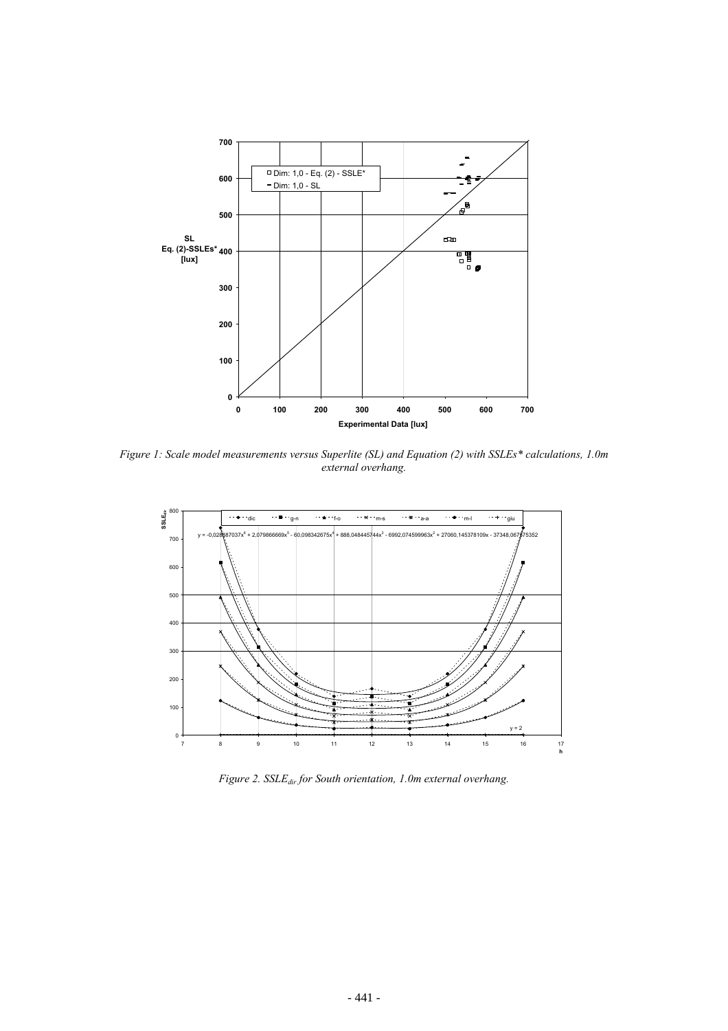*Figure 1: Scale model measurements versus Superlite (SL) and Equation (2) with SSLEs\* calculations, 1.0m external overhang.*

*Figure 2. $SSLE_{dir}$ for South orientation, 1.0m external overhang.*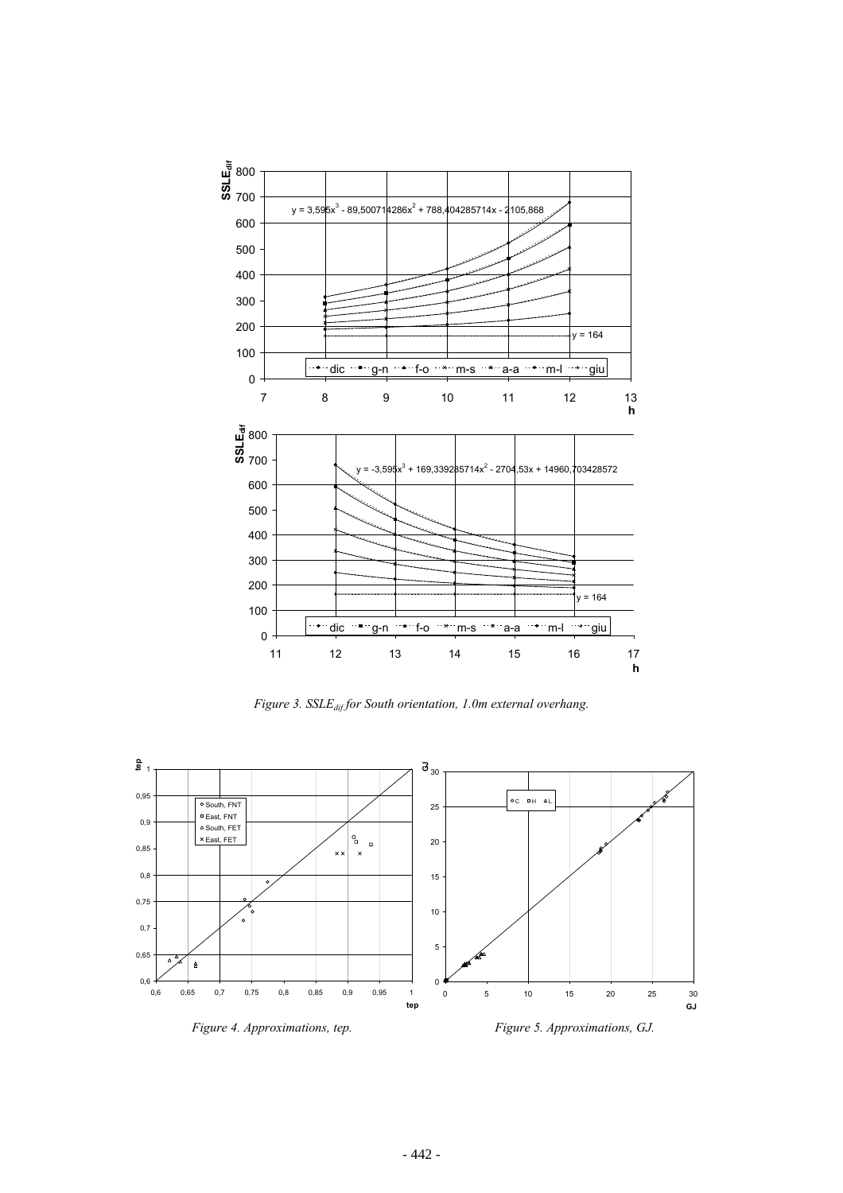$SSLE_{dif}$

800

700

600

500

400

300

200

100

0

7 8 9 10 11 12 13

h

y = 3,595x³ - 89,500714286x² + 788,404285714x - 2105,868

y = 164

dic g-n f-o m-s a-a m-l giu

$SSLE_{dif}$

800

700

600

500

400

300

200

100

0

11 12 13 14 15 16 17

h

y = -3,595x³ + 169,339285714x² - 2704,53x + 14960,703428572

y = 164

dic g-n f-o m-s a-a m-l giu

*Figure 3. $SSLE_{dif}$ for South orientation, 1.0m external overhang.*

tep

1

0,95

0,9

0,85

0,8

0,75

0,7

0,65

0,6

0,6 0,65 0,7 0,75 0,8 0,85 0,9 0,95 1

tep

South, FNT

East, FNT

South, FET

East, FET

*Figure 4. Approximations, tep.*

GJ

30

25

20

15

10

5

0

0 5 10 15 20 25 30

GJ

C H L

*Figure 5. Approximations, GJ.*